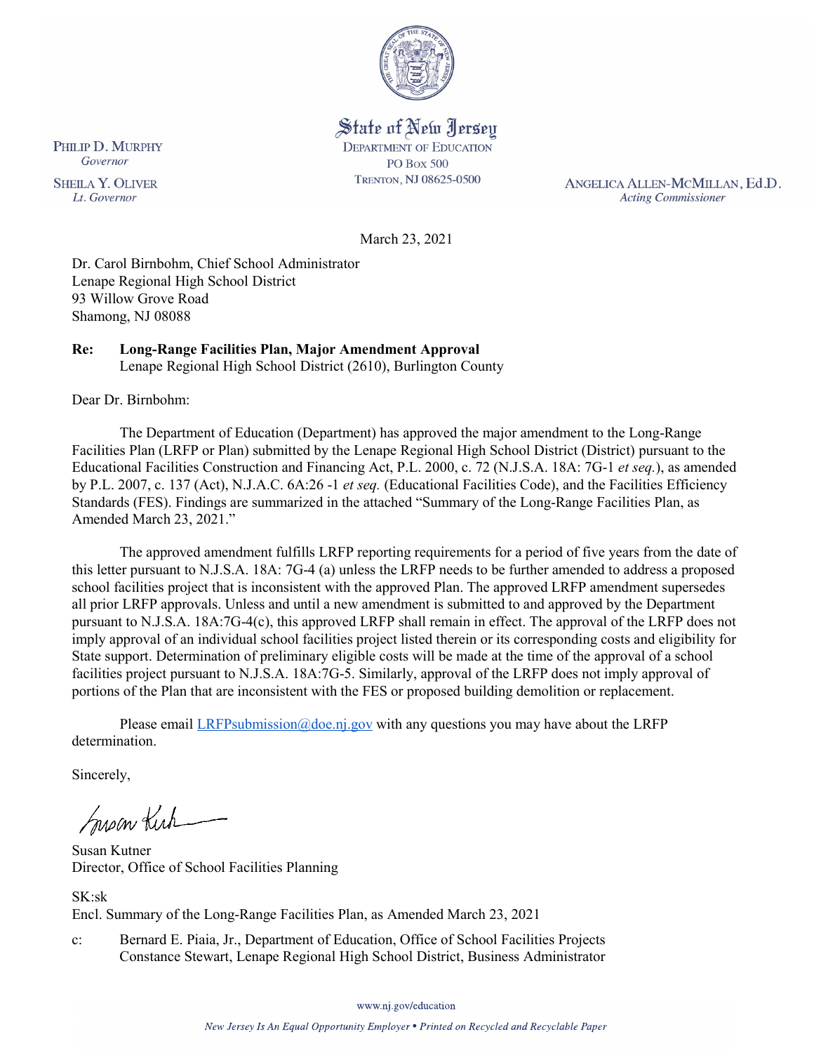PHILIP D. MURPHY
*Governor*

SHEILA Y. OLIVER
*Lt. Governor*

State of New Jersey
DEPARTMENT OF EDUCATION
PO BOX 500
TRENTON, NJ 08625-0500

ANGELICA ALLEN-MCMILLAN, Ed.D.
*Acting Commissioner*

March 23, 2021

Dr. Carol Birnbohm, Chief School Administrator
Lenape Regional High School District
93 Willow Grove Road
Shamong, NJ 08088

**Re: Long-Range Facilities Plan, Major Amendment Approval**
Lenape Regional High School District (2610), Burlington County

Dear Dr. Birnbohm:

The Department of Education (Department) has approved the major amendment to the Long-Range Facilities Plan (LRFP or Plan) submitted by the Lenape Regional High School District (District) pursuant to the Educational Facilities Construction and Financing Act, P.L. 2000, c. 72 (N.J.S.A. 18A: 7G-1 *et seq.*), as amended by P.L. 2007, c. 137 (Act), N.J.A.C. 6A:26 -1 *et seq.* (Educational Facilities Code), and the Facilities Efficiency Standards (FES). Findings are summarized in the attached "Summary of the Long-Range Facilities Plan, as Amended March 23, 2021."

The approved amendment fulfills LRFP reporting requirements for a period of five years from the date of this letter pursuant to N.J.S.A. 18A: 7G-4 (a) unless the LRFP needs to be further amended to address a proposed school facilities project that is inconsistent with the approved Plan. The approved LRFP amendment supersedes all prior LRFP approvals. Unless and until a new amendment is submitted to and approved by the Department pursuant to N.J.S.A. 18A:7G-4(c), this approved LRFP shall remain in effect. The approval of the LRFP does not imply approval of an individual school facilities project listed therein or its corresponding costs and eligibility for State support. Determination of preliminary eligible costs will be made at the time of the approval of a school facilities project pursuant to N.J.S.A. 18A:7G-5. Similarly, approval of the LRFP does not imply approval of portions of the Plan that are inconsistent with the FES or proposed building demolition or replacement.

Please email LRFPsubmission@doe.nj.gov with any questions you may have about the LRFP determination.

Sincerely,

Susan Kutner
Director, Office of School Facilities Planning

SK:sk
Encl. Summary of the Long-Range Facilities Plan, as Amended March 23, 2021

c: Bernard E. Piaia, Jr., Department of Education, Office of School Facilities Projects
Constance Stewart, Lenape Regional High School District, Business Administrator

www.nj.gov/education

*New Jersey Is An Equal Opportunity Employer • Printed on Recycled and Recyclable Paper*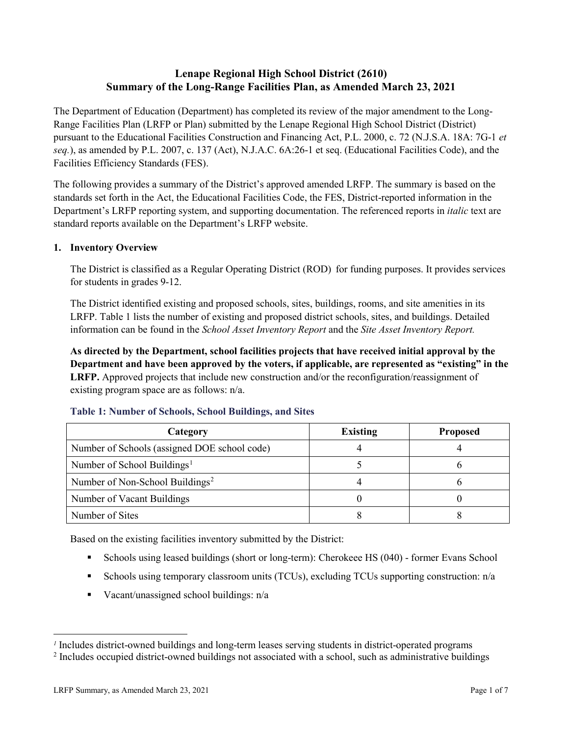# Lenape Regional High School District (2610)
# Summary of the Long-Range Facilities Plan, as Amended March 23, 2021

The Department of Education (Department) has completed its review of the major amendment to the Long-Range Facilities Plan (LRFP or Plan) submitted by the Lenape Regional High School District (District) pursuant to the Educational Facilities Construction and Financing Act, P.L. 2000, c. 72 (N.J.S.A. 18A: 7G-1 *et seq.*), as amended by P.L. 2007, c. 137 (Act), N.J.A.C. 6A:26-1 et seq. (Educational Facilities Code), and the Facilities Efficiency Standards (FES).

The following provides a summary of the District's approved amended LRFP. The summary is based on the standards set forth in the Act, the Educational Facilities Code, the FES, District-reported information in the Department's LRFP reporting system, and supporting documentation. The referenced reports in *italic* text are standard reports available on the Department's LRFP website.

## 1. Inventory Overview

The District is classified as a Regular Operating District (ROD) for funding purposes. It provides services for students in grades 9-12.

The District identified existing and proposed schools, sites, buildings, rooms, and site amenities in its LRFP. Table 1 lists the number of existing and proposed district schools, sites, and buildings. Detailed information can be found in the *School Asset Inventory Report* and the *Site Asset Inventory Report.*

**As directed by the Department, school facilities projects that have received initial approval by the Department and have been approved by the voters, if applicable, are represented as "existing" in the LRFP.** Approved projects that include new construction and/or the reconfiguration/reassignment of existing program space are as follows: n/a.

### Table 1: Number of Schools, School Buildings, and Sites

| Category | Existing | Proposed |
|---|---|---|
| Number of Schools (assigned DOE school code) | 4 | 4 |
| Number of School Buildings[1] | 5 | 6 |
| Number of Non-School Buildings[2] | 4 | 6 |
| Number of Vacant Buildings | 0 | 0 |
| Number of Sites | 8 | 8 |

Based on the existing facilities inventory submitted by the District:

- Schools using leased buildings (short or long-term): Cherokee HS (040) - former Evans School
- Schools using temporary classroom units (TCUs), excluding TCUs supporting construction: n/a
- Vacant/unassigned school buildings: n/a

[1] Includes district-owned buildings and long-term leases serving students in district-operated programs
[2] Includes occupied district-owned buildings not associated with a school, such as administrative buildings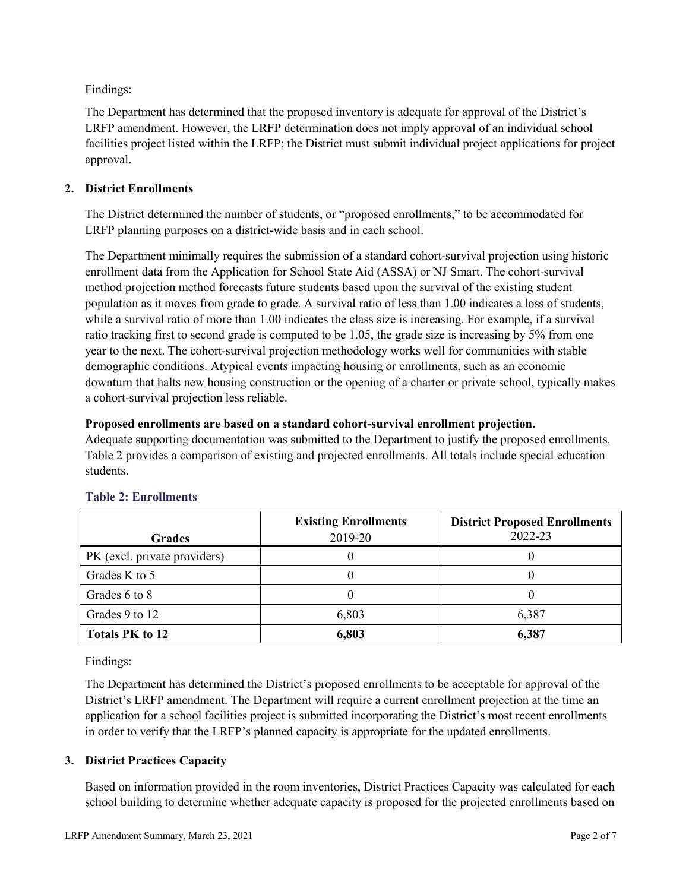Findings:

The Department has determined that the proposed inventory is adequate for approval of the District's LRFP amendment. However, the LRFP determination does not imply approval of an individual school facilities project listed within the LRFP; the District must submit individual project applications for project approval.

## 2. District Enrollments

The District determined the number of students, or "proposed enrollments," to be accommodated for LRFP planning purposes on a district-wide basis and in each school.

The Department minimally requires the submission of a standard cohort-survival projection using historic enrollment data from the Application for School State Aid (ASSA) or NJ Smart. The cohort-survival method projection method forecasts future students based upon the survival of the existing student population as it moves from grade to grade. A survival ratio of less than 1.00 indicates a loss of students, while a survival ratio of more than 1.00 indicates the class size is increasing. For example, if a survival ratio tracking first to second grade is computed to be 1.05, the grade size is increasing by 5% from one year to the next. The cohort-survival projection methodology works well for communities with stable demographic conditions. Atypical events impacting housing or enrollments, such as an economic downturn that halts new housing construction or the opening of a charter or private school, typically makes a cohort-survival projection less reliable.

**Proposed enrollments are based on a standard cohort-survival enrollment projection.**
Adequate supporting documentation was submitted to the Department to justify the proposed enrollments. Table 2 provides a comparison of existing and projected enrollments. All totals include special education students.

### Table 2: Enrollments

| Grades | Existing Enrollments 2019-20 | District Proposed Enrollments 2022-23 |
|---|---|---|
| PK (excl. private providers) | 0 | 0 |
| Grades K to 5 | 0 | 0 |
| Grades 6 to 8 | 0 | 0 |
| Grades 9 to 12 | 6,803 | 6,387 |
| **Totals PK to 12** | **6,803** | **6,387** |

Findings:

The Department has determined the District's proposed enrollments to be acceptable for approval of the District's LRFP amendment. The Department will require a current enrollment projection at the time an application for a school facilities project is submitted incorporating the District's most recent enrollments in order to verify that the LRFP's planned capacity is appropriate for the updated enrollments.

## 3. District Practices Capacity

Based on information provided in the room inventories, District Practices Capacity was calculated for each school building to determine whether adequate capacity is proposed for the projected enrollments based on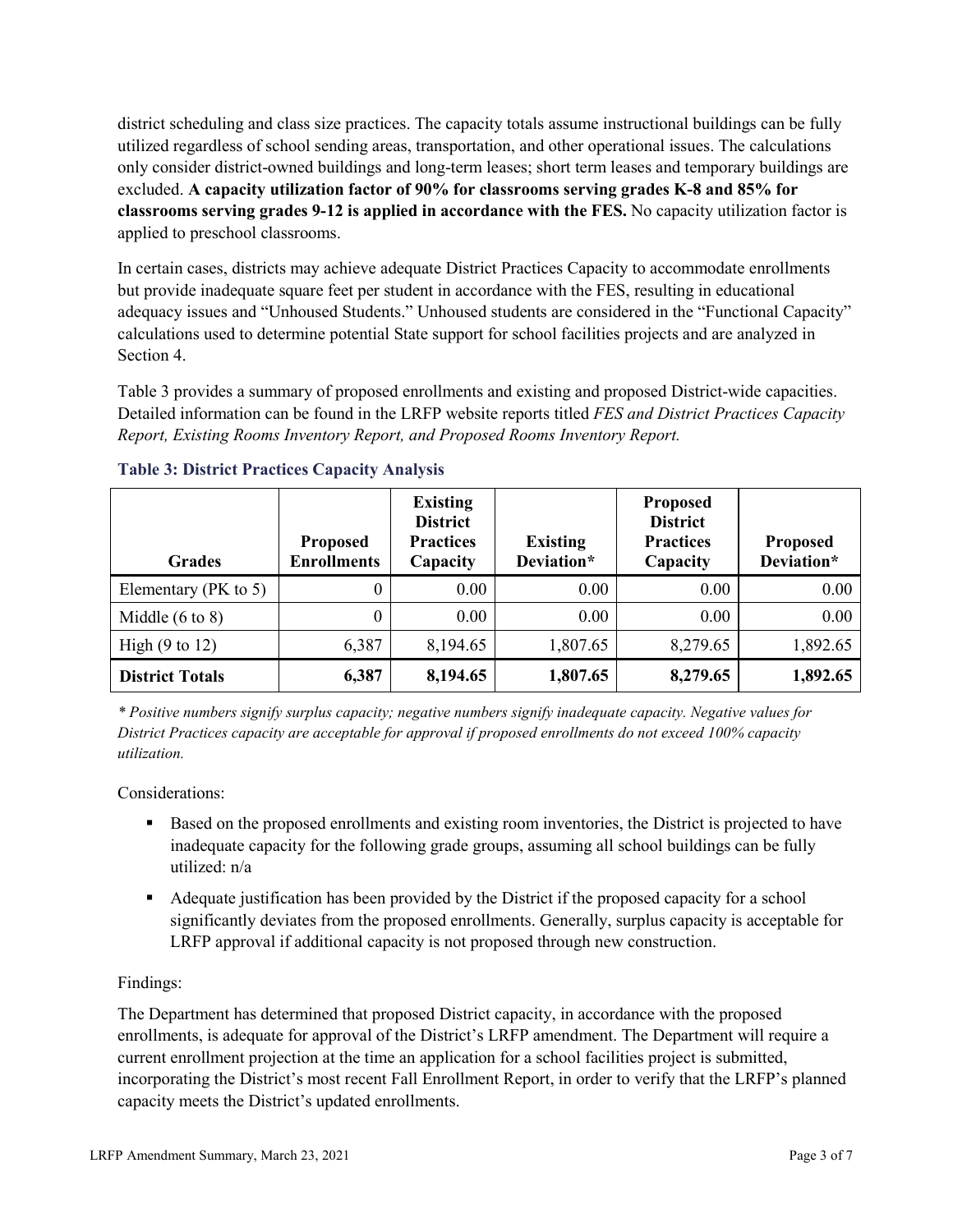district scheduling and class size practices. The capacity totals assume instructional buildings can be fully utilized regardless of school sending areas, transportation, and other operational issues. The calculations only consider district-owned buildings and long-term leases; short term leases and temporary buildings are excluded. **A capacity utilization factor of 90% for classrooms serving grades K-8 and 85% for classrooms serving grades 9-12 is applied in accordance with the FES.** No capacity utilization factor is applied to preschool classrooms.

In certain cases, districts may achieve adequate District Practices Capacity to accommodate enrollments but provide inadequate square feet per student in accordance with the FES, resulting in educational adequacy issues and "Unhoused Students." Unhoused students are considered in the "Functional Capacity" calculations used to determine potential State support for school facilities projects and are analyzed in Section 4.

Table 3 provides a summary of proposed enrollments and existing and proposed District-wide capacities. Detailed information can be found in the LRFP website reports titled *FES and District Practices Capacity Report, Existing Rooms Inventory Report, and Proposed Rooms Inventory Report.*

### Table 3: District Practices Capacity Analysis

| Grades | Proposed Enrollments | Existing District Practices Capacity | Existing Deviation* | Proposed District Practices Capacity | Proposed Deviation* |
|---|---|---|---|---|---|
| Elementary (PK to 5) | 0 | 0.00 | 0.00 | 0.00 | 0.00 |
| Middle (6 to 8) | 0 | 0.00 | 0.00 | 0.00 | 0.00 |
| High (9 to 12) | 6,387 | 8,194.65 | 1,807.65 | 8,279.65 | 1,892.65 |
| **District Totals** | **6,387** | **8,194.65** | **1,807.65** | **8,279.65** | **1,892.65** |

*\* Positive numbers signify surplus capacity; negative numbers signify inadequate capacity. Negative values for District Practices capacity are acceptable for approval if proposed enrollments do not exceed 100% capacity utilization.*

Considerations:

- Based on the proposed enrollments and existing room inventories, the District is projected to have inadequate capacity for the following grade groups, assuming all school buildings can be fully utilized: n/a
- Adequate justification has been provided by the District if the proposed capacity for a school significantly deviates from the proposed enrollments. Generally, surplus capacity is acceptable for LRFP approval if additional capacity is not proposed through new construction.

Findings:

The Department has determined that proposed District capacity, in accordance with the proposed enrollments, is adequate for approval of the District's LRFP amendment. The Department will require a current enrollment projection at the time an application for a school facilities project is submitted, incorporating the District's most recent Fall Enrollment Report, in order to verify that the LRFP's planned capacity meets the District's updated enrollments.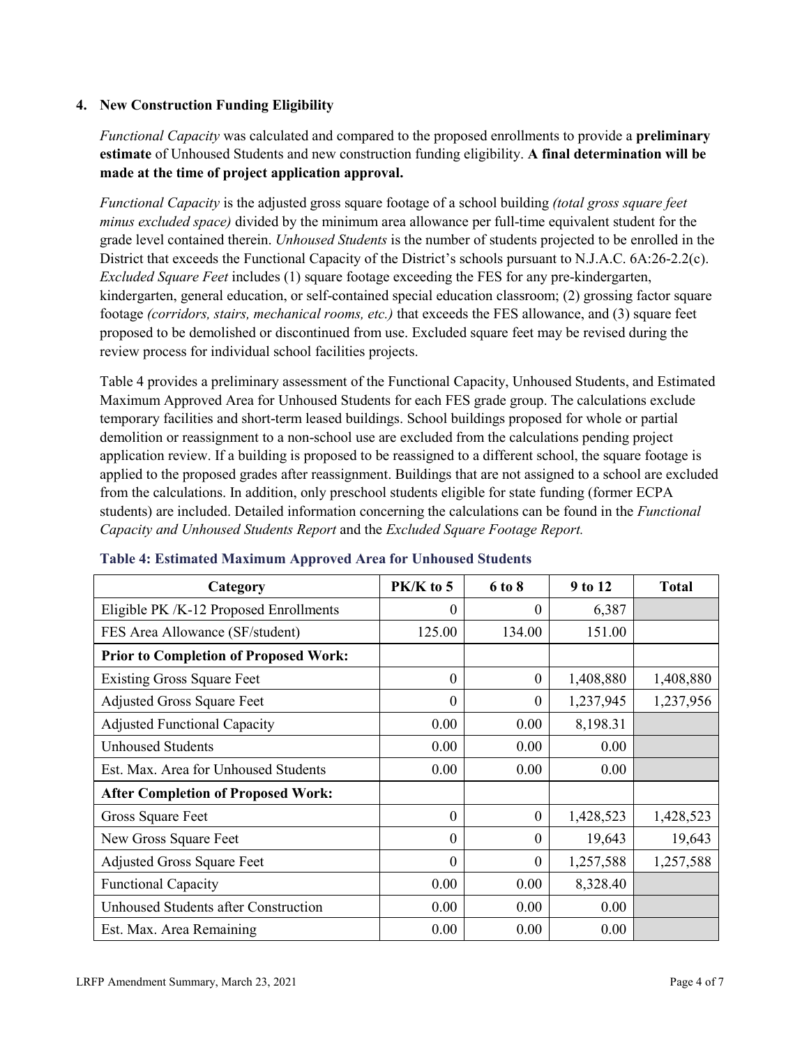### 4. New Construction Funding Eligibility

*Functional Capacity* was calculated and compared to the proposed enrollments to provide a **preliminary estimate** of Unhoused Students and new construction funding eligibility. **A final determination will be made at the time of project application approval.**

*Functional Capacity* is the adjusted gross square footage of a school building *(total gross square feet minus excluded space)* divided by the minimum area allowance per full-time equivalent student for the grade level contained therein. *Unhoused Students* is the number of students projected to be enrolled in the District that exceeds the Functional Capacity of the District's schools pursuant to N.J.A.C. 6A:26-2.2(c). *Excluded Square Feet* includes (1) square footage exceeding the FES for any pre-kindergarten, kindergarten, general education, or self-contained special education classroom; (2) grossing factor square footage *(corridors, stairs, mechanical rooms, etc.)* that exceeds the FES allowance, and (3) square feet proposed to be demolished or discontinued from use. Excluded square feet may be revised during the review process for individual school facilities projects.

Table 4 provides a preliminary assessment of the Functional Capacity, Unhoused Students, and Estimated Maximum Approved Area for Unhoused Students for each FES grade group. The calculations exclude temporary facilities and short-term leased buildings. School buildings proposed for whole or partial demolition or reassignment to a non-school use are excluded from the calculations pending project application review. If a building is proposed to be reassigned to a different school, the square footage is applied to the proposed grades after reassignment. Buildings that are not assigned to a school are excluded from the calculations. In addition, only preschool students eligible for state funding (former ECPA students) are included. Detailed information concerning the calculations can be found in the *Functional Capacity and Unhoused Students Report* and the *Excluded Square Footage Report.*

**Table 4: Estimated Maximum Approved Area for Unhoused Students**

| Category | PK/K to 5 | 6 to 8 | 9 to 12 | Total |
|---|---|---|---|---|
| Eligible PK /K-12 Proposed Enrollments | 0 | 0 | 6,387 | |
| FES Area Allowance (SF/student) | 125.00 | 134.00 | 151.00 | |
| **Prior to Completion of Proposed Work:** | | | | |
| Existing Gross Square Feet | 0 | 0 | 1,408,880 | 1,408,880 |
| Adjusted Gross Square Feet | 0 | 0 | 1,237,945 | 1,237,956 |
| Adjusted Functional Capacity | 0.00 | 0.00 | 8,198.31 | |
| Unhoused Students | 0.00 | 0.00 | 0.00 | |
| Est. Max. Area for Unhoused Students | 0.00 | 0.00 | 0.00 | |
| **After Completion of Proposed Work:** | | | | |
| Gross Square Feet | 0 | 0 | 1,428,523 | 1,428,523 |
| New Gross Square Feet | 0 | 0 | 19,643 | 19,643 |
| Adjusted Gross Square Feet | 0 | 0 | 1,257,588 | 1,257,588 |
| Functional Capacity | 0.00 | 0.00 | 8,328.40 | |
| Unhoused Students after Construction | 0.00 | 0.00 | 0.00 | |
| Est. Max. Area Remaining | 0.00 | 0.00 | 0.00 | |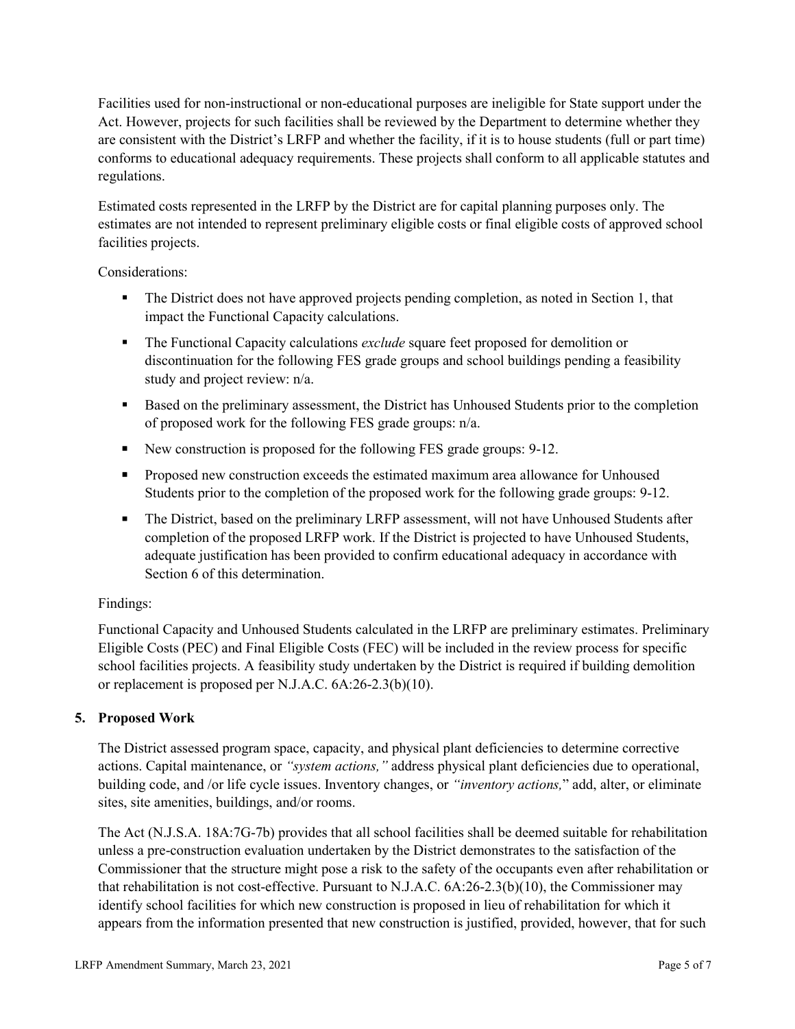Facilities used for non-instructional or non-educational purposes are ineligible for State support under the Act. However, projects for such facilities shall be reviewed by the Department to determine whether they are consistent with the District's LRFP and whether the facility, if it is to house students (full or part time) conforms to educational adequacy requirements. These projects shall conform to all applicable statutes and regulations.

Estimated costs represented in the LRFP by the District are for capital planning purposes only. The estimates are not intended to represent preliminary eligible costs or final eligible costs of approved school facilities projects.

Considerations:

- The District does not have approved projects pending completion, as noted in Section 1, that impact the Functional Capacity calculations.
- The Functional Capacity calculations *exclude* square feet proposed for demolition or discontinuation for the following FES grade groups and school buildings pending a feasibility study and project review: n/a.
- Based on the preliminary assessment, the District has Unhoused Students prior to the completion of proposed work for the following FES grade groups: n/a.
- New construction is proposed for the following FES grade groups: 9-12.
- Proposed new construction exceeds the estimated maximum area allowance for Unhoused Students prior to the completion of the proposed work for the following grade groups: 9-12.
- The District, based on the preliminary LRFP assessment, will not have Unhoused Students after completion of the proposed LRFP work. If the District is projected to have Unhoused Students, adequate justification has been provided to confirm educational adequacy in accordance with Section 6 of this determination.

Findings:

Functional Capacity and Unhoused Students calculated in the LRFP are preliminary estimates. Preliminary Eligible Costs (PEC) and Final Eligible Costs (FEC) will be included in the review process for specific school facilities projects. A feasibility study undertaken by the District is required if building demolition or replacement is proposed per N.J.A.C. 6A:26-2.3(b)(10).

## 5. Proposed Work

The District assessed program space, capacity, and physical plant deficiencies to determine corrective actions. Capital maintenance, or *"system actions,"* address physical plant deficiencies due to operational, building code, and /or life cycle issues. Inventory changes, or *"inventory actions,"* add, alter, or eliminate sites, site amenities, buildings, and/or rooms.

The Act (N.J.S.A. 18A:7G-7b) provides that all school facilities shall be deemed suitable for rehabilitation unless a pre-construction evaluation undertaken by the District demonstrates to the satisfaction of the Commissioner that the structure might pose a risk to the safety of the occupants even after rehabilitation or that rehabilitation is not cost-effective. Pursuant to N.J.A.C. 6A:26-2.3(b)(10), the Commissioner may identify school facilities for which new construction is proposed in lieu of rehabilitation for which it appears from the information presented that new construction is justified, provided, however, that for such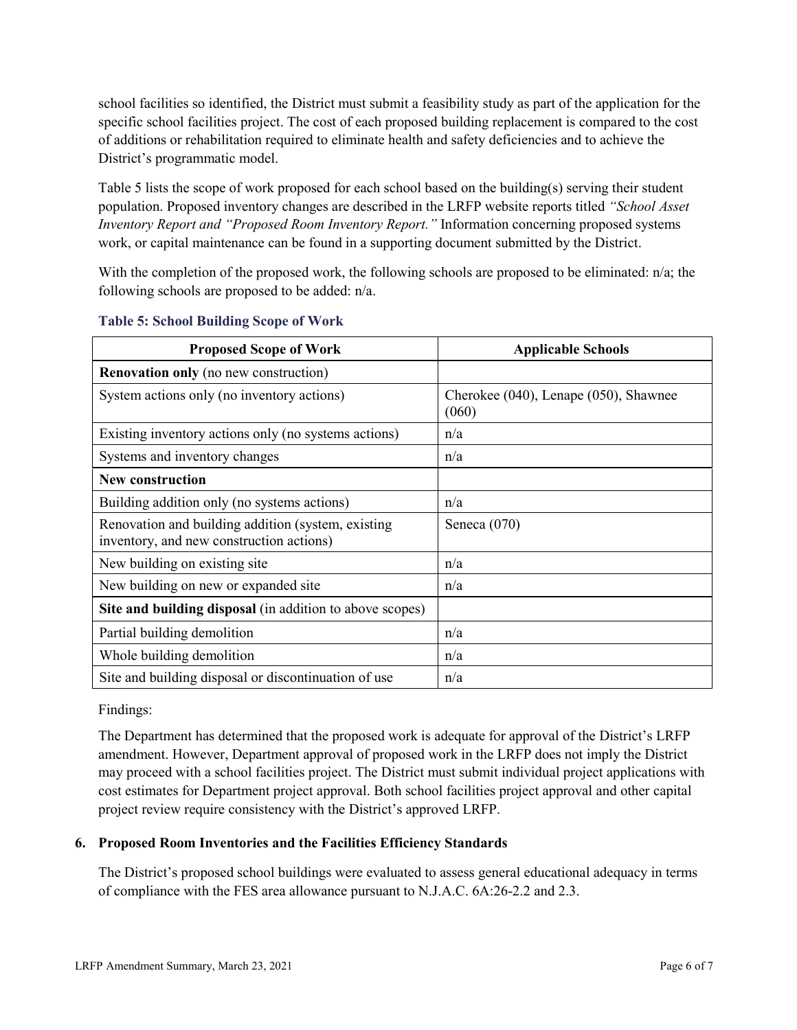school facilities so identified, the District must submit a feasibility study as part of the application for the specific school facilities project. The cost of each proposed building replacement is compared to the cost of additions or rehabilitation required to eliminate health and safety deficiencies and to achieve the District's programmatic model.

Table 5 lists the scope of work proposed for each school based on the building(s) serving their student population. Proposed inventory changes are described in the LRFP website reports titled *"School Asset Inventory Report and "Proposed Room Inventory Report."* Information concerning proposed systems work, or capital maintenance can be found in a supporting document submitted by the District.

With the completion of the proposed work, the following schools are proposed to be eliminated: n/a; the following schools are proposed to be added: n/a.

**Table 5: School Building Scope of Work**

| Proposed Scope of Work | Applicable Schools |
|---|---|
| **Renovation only** (no new construction) | |
| System actions only (no inventory actions) | Cherokee (040), Lenape (050), Shawnee (060) |
| Existing inventory actions only (no systems actions) | n/a |
| Systems and inventory changes | n/a |
| **New construction** | |
| Building addition only (no systems actions) | n/a |
| Renovation and building addition (system, existing inventory, and new construction actions) | Seneca (070) |
| New building on existing site | n/a |
| New building on new or expanded site | n/a |
| **Site and building disposal** (in addition to above scopes) | |
| Partial building demolition | n/a |
| Whole building demolition | n/a |
| Site and building disposal or discontinuation of use | n/a |

Findings:

The Department has determined that the proposed work is adequate for approval of the District's LRFP amendment. However, Department approval of proposed work in the LRFP does not imply the District may proceed with a school facilities project. The District must submit individual project applications with cost estimates for Department project approval. Both school facilities project approval and other capital project review require consistency with the District's approved LRFP.

### 6. Proposed Room Inventories and the Facilities Efficiency Standards

The District's proposed school buildings were evaluated to assess general educational adequacy in terms of compliance with the FES area allowance pursuant to N.J.A.C. 6A:26-2.2 and 2.3.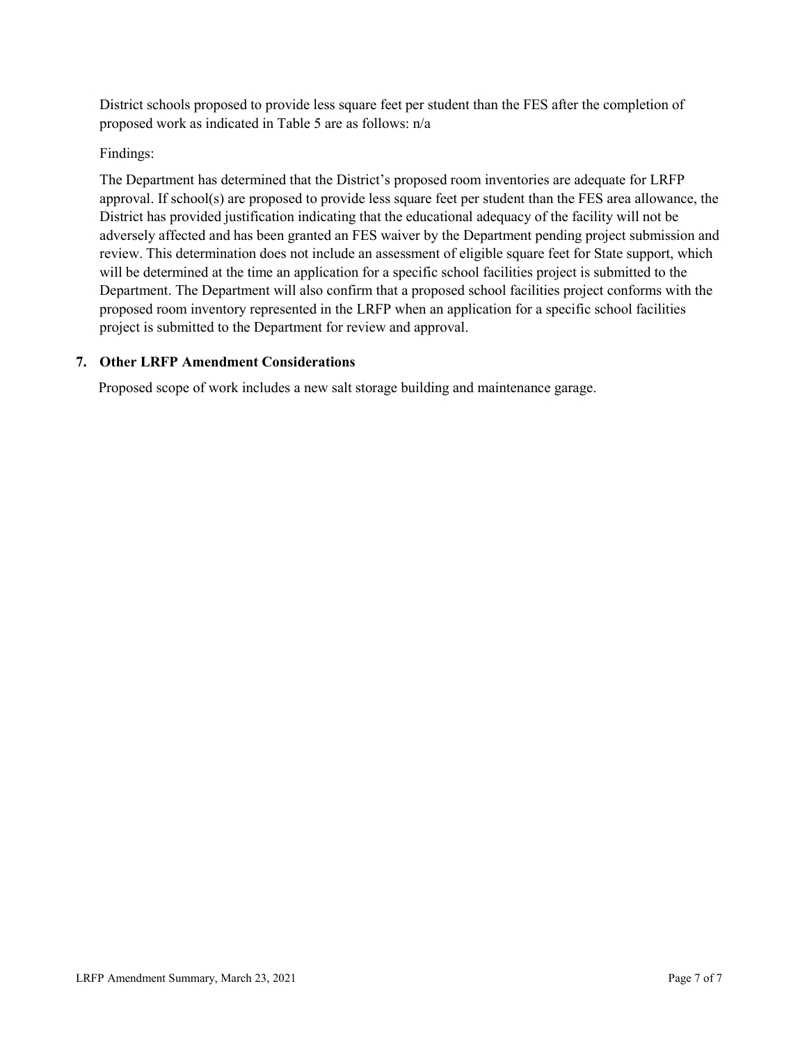District schools proposed to provide less square feet per student than the FES after the completion of proposed work as indicated in Table 5 are as follows: n/a

Findings:

The Department has determined that the District's proposed room inventories are adequate for LRFP approval. If school(s) are proposed to provide less square feet per student than the FES area allowance, the District has provided justification indicating that the educational adequacy of the facility will not be adversely affected and has been granted an FES waiver by the Department pending project submission and review. This determination does not include an assessment of eligible square feet for State support, which will be determined at the time an application for a specific school facilities project is submitted to the Department. The Department will also confirm that a proposed school facilities project conforms with the proposed room inventory represented in the LRFP when an application for a specific school facilities project is submitted to the Department for review and approval.

## 7. Other LRFP Amendment Considerations

Proposed scope of work includes a new salt storage building and maintenance garage.